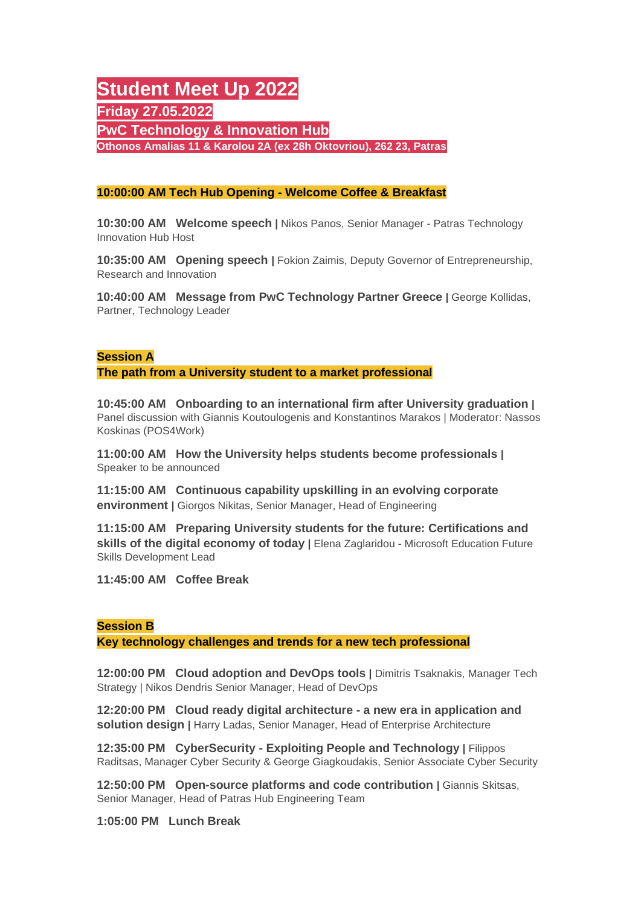# Student Meet Up 2022

## Friday 27.05.2022

## PwC Technology & Innovation Hub

**Othonos Amalias 11 & Karolou 2A (ex 28h Oktovriou), 262 23, Patras**

**10:00:00 AM Tech Hub Opening - Welcome Coffee & Breakfast**

**10:30:00 AM Welcome speech |** Nikos Panos, Senior Manager - Patras Technology Innovation Hub Host

**10:35:00 AM Opening speech |** Fokion Zaimis, Deputy Governor of Entrepreneurship, Research and Innovation

**10:40:00 AM Message from PwC Technology Partner Greece |** George Kollidas, Partner, Technology Leader

**Session A**
**The path from a University student to a market professional**

**10:45:00 AM Onboarding to an international firm after University graduation |** Panel discussion with Giannis Koutoulogenis and Konstantinos Marakos | Moderator: Nassos Koskinas (POS4Work)

**11:00:00 AM How the University helps students become professionals |** Speaker to be announced

**11:15:00 AM Continuous capability upskilling in an evolving corporate environment |** Giorgos Nikitas, Senior Manager, Head of Engineering

**11:15:00 AM Preparing University students for the future: Certifications and skills of the digital economy of today |** Elena Zaglaridou - Microsoft Education Future Skills Development Lead

**11:45:00 AM Coffee Break**

**Session B**
**Key technology challenges and trends for a new tech professional**

**12:00:00 PM Cloud adoption and DevOps tools |** Dimitris Tsaknakis, Manager Tech Strategy | Nikos Dendris Senior Manager, Head of DevOps

**12:20:00 PM Cloud ready digital architecture - a new era in application and solution design |** Harry Ladas, Senior Manager, Head of Enterprise Architecture

**12:35:00 PM CyberSecurity - Exploiting People and Technology |** Filippos Raditsas, Manager Cyber Security & George Giagkoudakis, Senior Associate Cyber Security

**12:50:00 PM Open-source platforms and code contribution |** Giannis Skitsas, Senior Manager, Head of Patras Hub Engineering Team

**1:05:00 PM Lunch Break**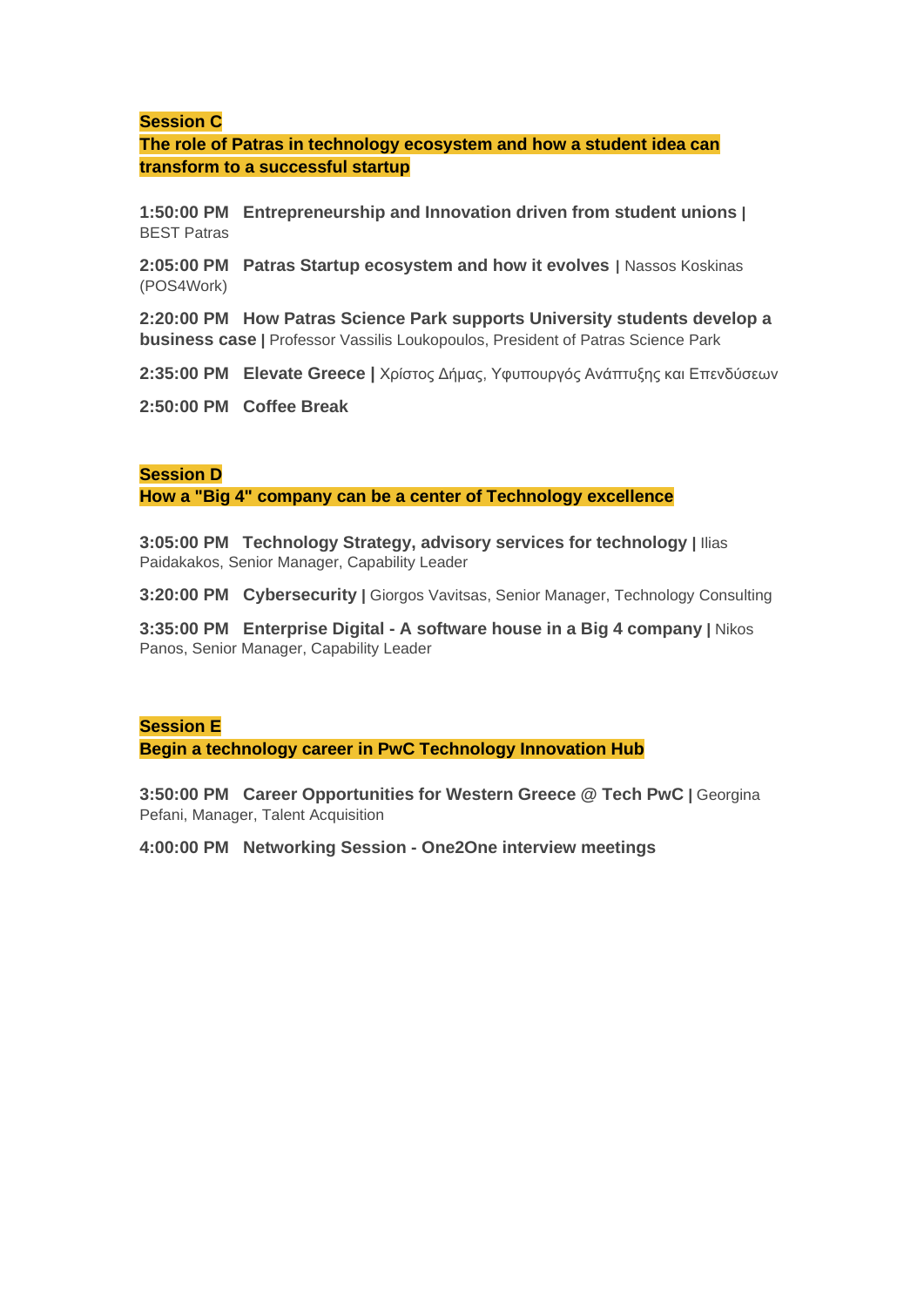**Session C**
**The role of Patras in technology ecosystem and how a student idea can transform to a successful startup**

**1:50:00 PM Entrepreneurship and Innovation driven from student unions |** BEST Patras

**2:05:00 PM Patras Startup ecosystem and how it evolves |** Nassos Koskinas (POS4Work)

**2:20:00 PM How Patras Science Park supports University students develop a business case |** Professor Vassilis Loukopoulos, President of Patras Science Park

**2:35:00 PM Elevate Greece |** Χρίστος Δήμας, Υφυπουργός Ανάπτυξης και Επενδύσεων

**2:50:00 PM Coffee Break**

**Session D**
**How a "Big 4" company can be a center of Technology excellence**

**3:05:00 PM Technology Strategy, advisory services for technology |** Ilias Paidakakos, Senior Manager, Capability Leader

**3:20:00 PM Cybersecurity |** Giorgos Vavitsas, Senior Manager, Technology Consulting

**3:35:00 PM Enterprise Digital - A software house in a Big 4 company |** Nikos Panos, Senior Manager, Capability Leader

**Session E**
**Begin a technology career in PwC Technology Innovation Hub**

**3:50:00 PM Career Opportunities for Western Greece @ Tech PwC |** Georgina Pefani, Manager, Talent Acquisition

**4:00:00 PM Networking Session - One2One interview meetings**